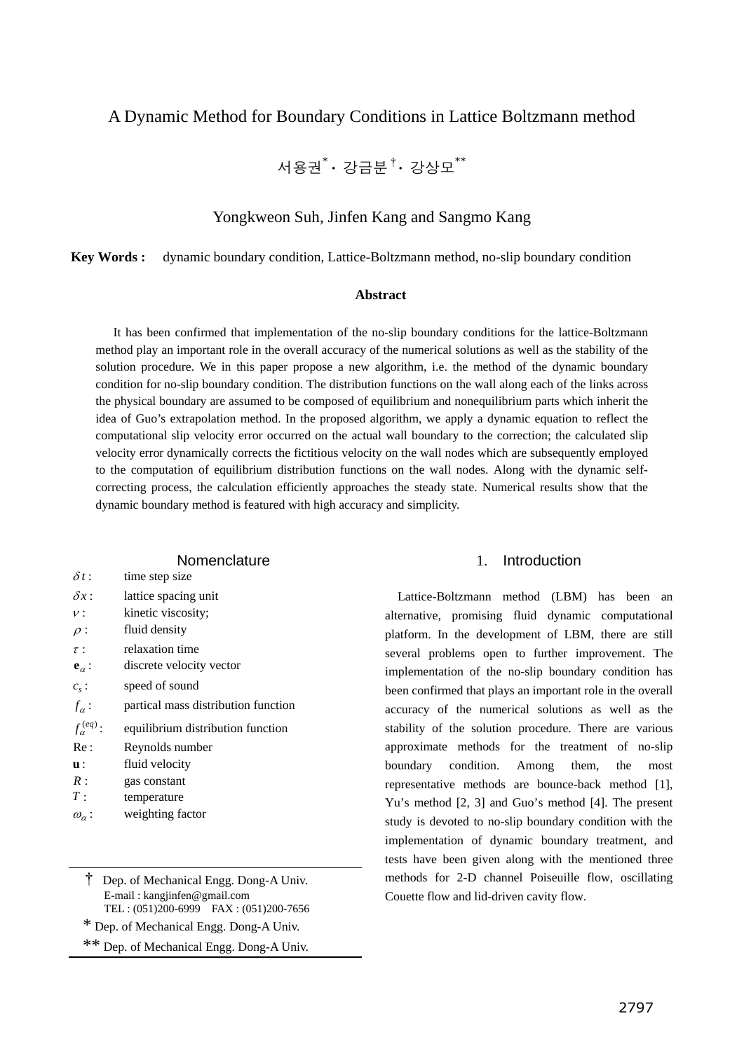# A Dynamic Method for Boundary Conditions in Lattice Boltzmann method

서용권* · 강금분† · 강상모**

Yongkweon Suh, Jinfen Kang and Sangmo Kang

**Key Words :** dynamic boundary condition, Lattice-Boltzmann method, no-slip boundary condition

### Abstract

It has been confirmed that implementation of the no-slip boundary conditions for the lattice-Boltzmann method play an important role in the overall accuracy of the numerical solutions as well as the stability of the solution procedure. We in this paper propose a new algorithm, i.e. the method of the dynamic boundary condition for no-slip boundary condition. The distribution functions on the wall along each of the links across the physical boundary are assumed to be composed of equilibrium and nonequilibrium parts which inherit the idea of Guo's extrapolation method. In the proposed algorithm, we apply a dynamic equation to reflect the computational slip velocity error occurred on the actual wall boundary to the correction; the calculated slip velocity error dynamically corrects the fictitious velocity on the wall nodes which are subsequently employed to the computation of equilibrium distribution functions on the wall nodes. Along with the dynamic self-correcting process, the calculation efficiently approaches the steady state. Numerical results show that the dynamic boundary method is featured with high accuracy and simplicity.

## Nomenclature

| | |
|---|---|
| $\delta t$ : | time step size |
| $\delta x$ : | lattice spacing unit |
| $\nu$ : | kinetic viscosity; |
| $\rho$ : | fluid density |
| $\tau$ : | relaxation time |
| $\mathbf{e}_\alpha$ : | discrete velocity vector |
| $c_s$ : | speed of sound |
| $f_\alpha$ : | partical mass distribution function |
| $f_\alpha^{(eq)}$ : | equilibrium distribution function |
| $\mathrm{Re}$ : | Reynolds number |
| $\mathbf{u}$ : | fluid velocity |
| $R$ : | gas constant |
| $T$ : | temperature |
| $\omega_\alpha$ : | weighting factor |

† Dep. of Mechanical Engg. Dong-A Univ.
E-mail : kangjinfen@gmail.com
TEL : (051)200-6999 FAX : (051)200-7656

\* Dep. of Mechanical Engg. Dong-A Univ.

\*\* Dep. of Mechanical Engg. Dong-A Univ.

## 1. Introduction

Lattice-Boltzmann method (LBM) has been an alternative, promising fluid dynamic computational platform. In the development of LBM, there are still several problems open to further improvement. The implementation of the no-slip boundary condition has been confirmed that plays an important role in the overall accuracy of the numerical solutions as well as the stability of the solution procedure. There are various approximate methods for the treatment of no-slip boundary condition. Among them, the most representative methods are bounce-back method [1], Yu's method [2, 3] and Guo's method [4]. The present study is devoted to no-slip boundary condition with the implementation of dynamic boundary treatment, and tests have been given along with the mentioned three methods for 2-D channel Poiseuille flow, oscillating Couette flow and lid-driven cavity flow.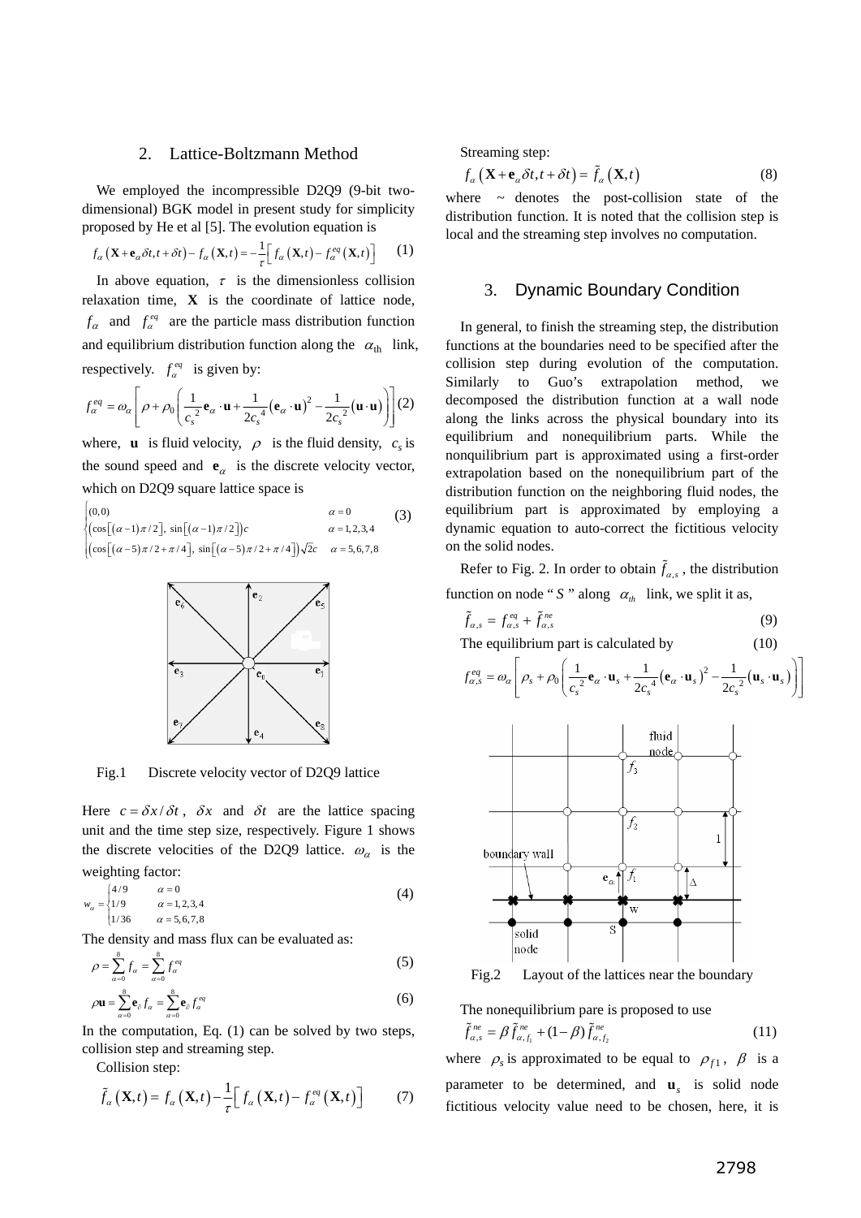## 2. Lattice-Boltzmann Method

We employed the incompressible D2Q9 (9-bit two-dimensional) BGK model in present study for simplicity proposed by He et al [5]. The evolution equation is

$$f_\alpha\left(\mathbf{X}+\mathbf{e}_\alpha\delta t, t+\delta t\right)-f_\alpha\left(\mathbf{X},t\right)=-\frac{1}{\tau}\left[f_\alpha\left(\mathbf{X},t\right)-f_\alpha^{eq}\left(\mathbf{X},t\right)\right] \quad (1)$$

In above equation, $\tau$ is the dimensionless collision relaxation time, $\mathbf{X}$ is the coordinate of lattice node, $f_\alpha$ and $f_\alpha^{eq}$ are the particle mass distribution function and equilibrium distribution function along the $\alpha_{\text{th}}$ link, respectively. $f_\alpha^{eq}$ is given by:

$$f_\alpha^{eq}=\omega_\alpha\left[\rho+\rho_0\left(\frac{1}{c_s^2}\mathbf{e}_\alpha\cdot\mathbf{u}+\frac{1}{2c_s^4}\left(\mathbf{e}_\alpha\cdot\mathbf{u}\right)^2-\frac{1}{2c_s^2}\left(\mathbf{u}\cdot\mathbf{u}\right)\right)\right] \quad (2)$$

where, $\mathbf{u}$ is fluid velocity, $\rho$ is the fluid density, $c_s$ is the sound speed and $\mathbf{e}_\alpha$ is the discrete velocity vector, which on D2Q9 square lattice space is

$$\begin{cases}(0,0) & \alpha=0\\ \left(\cos\left[(\alpha-1)\pi/2\right],\ \sin\left[(\alpha-1)\pi/2\right]\right)c & \alpha=1,2,3,4\\ \left(\cos\left[(\alpha-5)\pi/2+\pi/4\right],\ \sin\left[(\alpha-5)\pi/2+\pi/4\right]\right)\sqrt{2}c & \alpha=5,6,7,8\end{cases} \quad (3)$$

Fig.1 Discrete velocity vector of D2Q9 lattice

Here $c=\delta x/\delta t$, $\delta x$ and $\delta t$ are the lattice spacing unit and the time step size, respectively. Figure 1 shows the discrete velocities of the D2Q9 lattice. $\omega_\alpha$ is the weighting factor:

$$w_\alpha=\begin{cases}4/9 & \alpha=0\\ 1/9 & \alpha=1,2,3,4\\ 1/36 & \alpha=5,6,7,8\end{cases} \quad (4)$$

The density and mass flux can be evaluated as:

$$\rho=\sum_{\alpha=0}^{8}f_\alpha=\sum_{\alpha=0}^{8}f_\alpha^{eq} \quad (5)$$

$$\rho\mathbf{u}=\sum_{\alpha=0}^{8}\mathbf{e}_\alpha f_\alpha=\sum_{\alpha=0}^{8}\mathbf{e}_\alpha f_\alpha^{eq} \quad (6)$$

In the computation, Eq. (1) can be solved by two steps, collision step and streaming step.

Collision step:

$$\tilde{f}_\alpha\left(\mathbf{X},t\right)=f_\alpha\left(\mathbf{X},t\right)-\frac{1}{\tau}\left[f_\alpha\left(\mathbf{X},t\right)-f_\alpha^{eq}\left(\mathbf{X},t\right)\right] \quad (7)$$

Streaming step:

$$f_\alpha\left(\mathbf{X}+\mathbf{e}_\alpha\delta t, t+\delta t\right)=\tilde{f}_\alpha\left(\mathbf{X},t\right) \quad (8)$$

where ~ denotes the post-collision state of the distribution function. It is noted that the collision step is local and the streaming step involves no computation.

## 3. Dynamic Boundary Condition

In general, to finish the streaming step, the distribution functions at the boundaries need to be specified after the collision step during evolution of the computation. Similarly to Guo's extrapolation method, we decomposed the distribution function at a wall node along the links across the physical boundary into its equilibrium and nonequilibrium parts. While the nonquilibrium part is approximated using a first-order extrapolation based on the nonequilibrium part of the distribution function on the neighboring fluid nodes, the equilibrium part is approximated by employing a dynamic equation to auto-correct the fictitious velocity on the solid nodes.

Refer to Fig. 2. In order to obtain $\tilde{f}_{\alpha,s}$, the distribution function on node "$S$" along $\alpha_{th}$ link, we split it as,

$$\tilde{f}_{\alpha,s}=f_{\alpha,s}^{eq}+\tilde{f}_{\alpha,s}^{ne} \quad (9)$$

The equilibrium part is calculated by (10)

$$f_{\alpha,s}^{eq}=\omega_\alpha\left[\rho_s+\rho_0\left(\frac{1}{c_s^2}\mathbf{e}_\alpha\cdot\mathbf{u}_s+\frac{1}{2c_s^4}\left(\mathbf{e}_\alpha\cdot\mathbf{u}_s\right)^2-\frac{1}{2c_s^2}\left(\mathbf{u}_s\cdot\mathbf{u}_s\right)\right)\right]$$

Fig.2 Layout of the lattices near the boundary

The nonequilibrium pare is proposed to use

$$\tilde{f}_{\alpha,s}^{ne}=\beta\,\tilde{f}_{\alpha,f_1}^{ne}+(1-\beta)\,\tilde{f}_{\alpha,f_2}^{ne} \quad (11)$$

where $\rho_s$ is approximated to be equal to $\rho_{f1}$, $\beta$ is a parameter to be determined, and $\mathbf{u}_s$ is solid node fictitious velocity value need to be chosen, here, it is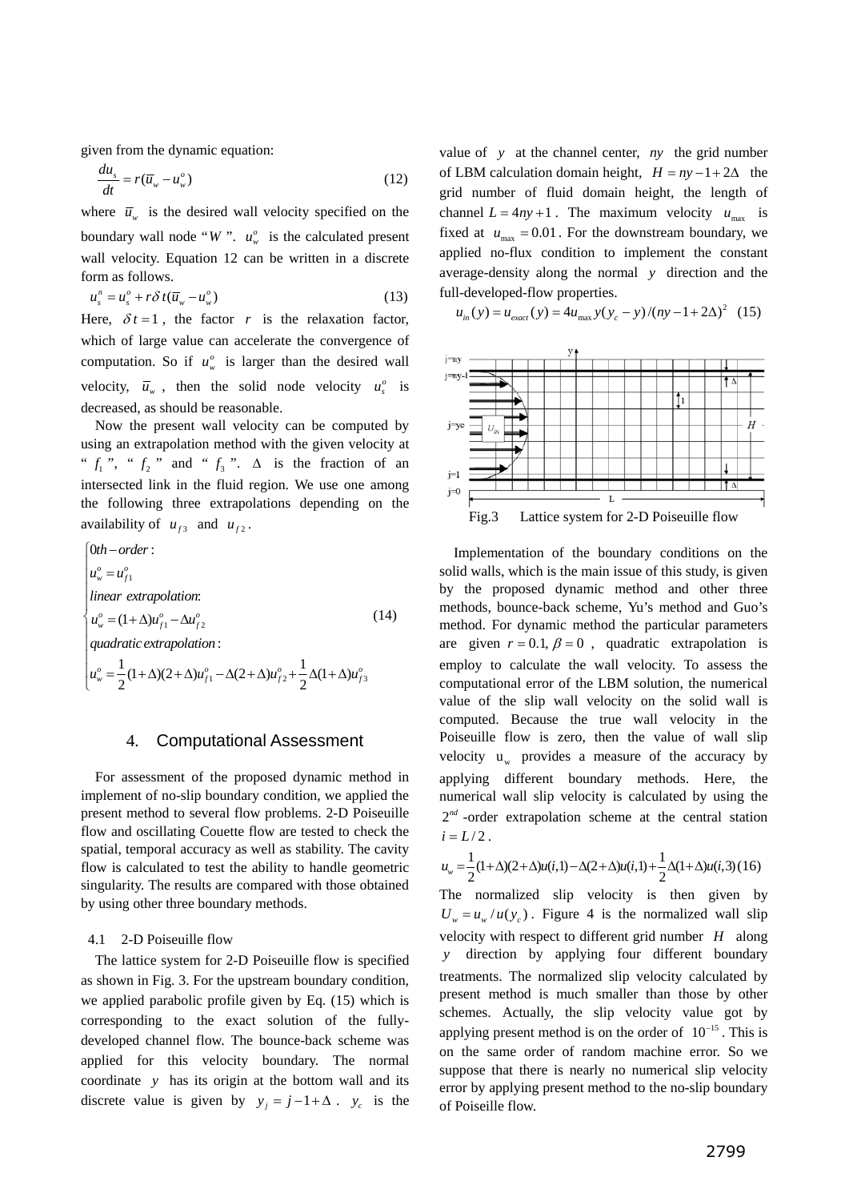given from the dynamic equation:

$$\frac{du_s}{dt} = r(\bar{u}_w - u_w^o) \tag{12}$$

where $\bar{u}_w$ is the desired wall velocity specified on the boundary wall node "$W$". $u_w^o$ is the calculated present wall velocity. Equation 12 can be written in a discrete form as follows.

$$u_s^n = u_s^o + r\delta t(\bar{u}_w - u_w^o) \tag{13}$$

Here, $\delta t = 1$, the factor $r$ is the relaxation factor, which of large value can accelerate the convergence of computation. So if $u_w^o$ is larger than the desired wall velocity, $\bar{u}_w$, then the solid node velocity $u_s^o$ is decreased, as should be reasonable.

Now the present wall velocity can be computed by using an extrapolation method with the given velocity at "$f_1$", "$f_2$" and "$f_3$". $\Delta$ is the fraction of an intersected link in the fluid region. We use one among the following three extrapolations depending on the availability of $u_{f3}$ and $u_{f2}$.

$$\begin{cases} 0th-order: \\ u_w^o = u_{f1}^o \\ linear\ extrapolation: \\ u_w^o = (1+\Delta)u_{f1}^o - \Delta u_{f2}^o \\ quadratic\ extrapolation: \\ u_w^o = \frac{1}{2}(1+\Delta)(2+\Delta)u_{f1}^o - \Delta(2+\Delta)u_{f2}^o + \frac{1}{2}\Delta(1+\Delta)u_{f3}^o \end{cases} \tag{14}$$

## 4. Computational Assessment

For assessment of the proposed dynamic method in implement of no-slip boundary condition, we applied the present method to several flow problems. 2-D Poiseuille flow and oscillating Couette flow are tested to check the spatial, temporal accuracy as well as stability. The cavity flow is calculated to test the ability to handle geometric singularity. The results are compared with those obtained by using other three boundary methods.

### 4.1 2-D Poiseuille flow

The lattice system for 2-D Poiseuille flow is specified as shown in Fig. 3. For the upstream boundary condition, we applied parabolic profile given by Eq. (15) which is corresponding to the exact solution of the fully-developed channel flow. The bounce-back scheme was applied for this velocity boundary. The normal coordinate $y$ has its origin at the bottom wall and its discrete value is given by $y_j = j - 1 + \Delta$. $y_c$ is the value of $y$ at the channel center, $ny$ the grid number of LBM calculation domain height, $H = ny - 1 + 2\Delta$ the grid number of fluid domain height, the length of channel $L = 4ny + 1$. The maximum velocity $u_{\max}$ is fixed at $u_{\max} = 0.01$. For the downstream boundary, we applied no-flux condition to implement the constant average-density along the normal $y$ direction and the full-developed-flow properties.

$$u_{in}(y) = u_{exact}(y) = 4u_{\max}\, y(y_c - y)/(ny - 1 + 2\Delta)^2 \tag{15}$$

Fig.3 Lattice system for 2-D Poiseuille flow

Implementation of the boundary conditions on the solid walls, which is the main issue of this study, is given by the proposed dynamic method and other three methods, bounce-back scheme, Yu's method and Guo's method. For dynamic method the particular parameters are given $r = 0.1, \beta = 0$, quadratic extrapolation is employ to calculate the wall velocity. To assess the computational error of the LBM solution, the numerical value of the slip wall velocity on the solid wall is computed. Because the true wall velocity in the Poiseuille flow is zero, then the value of wall slip velocity $u_w$ provides a measure of the accuracy by applying different boundary methods. Here, the numerical wall slip velocity is calculated by using the $2^{nd}$-order extrapolation scheme at the central station $i = L/2$.

$$u_w = \frac{1}{2}(1+\Delta)(2+\Delta)u(i,1) - \Delta(2+\Delta)u(i,1) + \frac{1}{2}\Delta(1+\Delta)u(i,3) \tag{16}$$

The normalized slip velocity is then given by $U_w = u_w / u(y_c)$. Figure 4 is the normalized wall slip velocity with respect to different grid number $H$ along $y$ direction by applying four different boundary treatments. The normalized slip velocity calculated by present method is much smaller than those by other schemes. Actually, the slip velocity value got by applying present method is on the order of $10^{-15}$. This is on the same order of random machine error. So we suppose that there is nearly no numerical slip velocity error by applying present method to the no-slip boundary of Poiseille flow.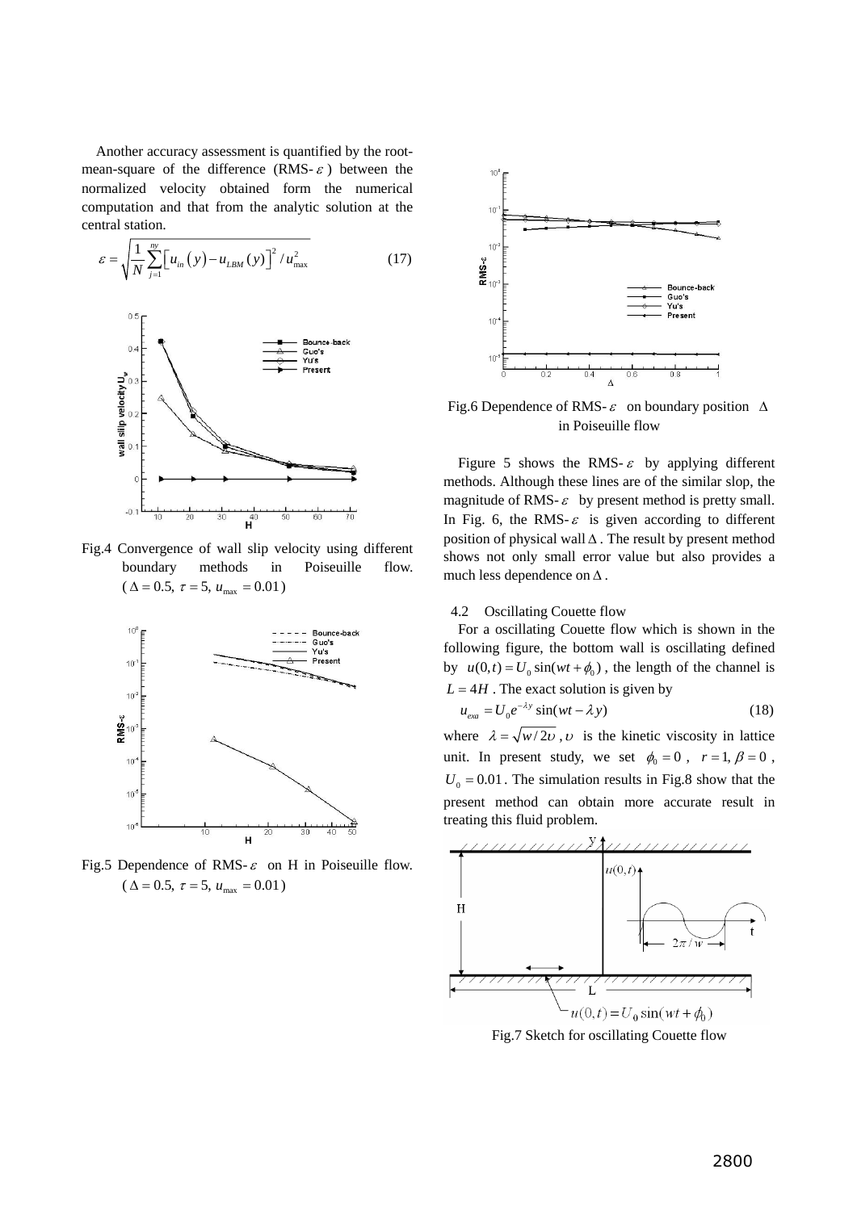Another accuracy assessment is quantified by the root-mean-square of the difference (RMS-$\varepsilon$) between the normalized velocity obtained form the numerical computation and that from the analytic solution at the central station.

$$\varepsilon = \sqrt{\frac{1}{N}\sum_{j=1}^{ny}\left[u_{in}\left(y\right)-u_{LBM}\left(y\right)\right]^2 / u_{\max}^2} \tag{17}$$

Fig.4 Convergence of wall slip velocity using different boundary methods in Poiseuille flow. ($\Delta = 0.5,\ \tau = 5,\ u_{\max} = 0.01$)

Fig.5 Dependence of RMS-$\varepsilon$ on H in Poiseuille flow. ($\Delta = 0.5,\ \tau = 5,\ u_{\max} = 0.01$)

Fig.6 Dependence of RMS-$\varepsilon$ on boundary position $\Delta$ in Poiseuille flow

Figure 5 shows the RMS-$\varepsilon$ by applying different methods. Although these lines are of the similar slop, the magnitude of RMS-$\varepsilon$ by present method is pretty small. In Fig. 6, the RMS-$\varepsilon$ is given according to different position of physical wall $\Delta$. The result by present method shows not only small error value but also provides a much less dependence on $\Delta$.

### 4.2 Oscillating Couette flow

For a oscillating Couette flow which is shown in the following figure, the bottom wall is oscillating defined by $u(0,t) = U_0 \sin(wt + \phi_0)$, the length of the channel is $L = 4H$. The exact solution is given by

$$u_{exa} = U_0 e^{-\lambda y} \sin(wt - \lambda y) \tag{18}$$

where $\lambda = \sqrt{w / 2\upsilon}$, $\upsilon$ is the kinetic viscosity in lattice unit. In present study, we set $\phi_0 = 0$, $r = 1, \beta = 0$, $U_0 = 0.01$. The simulation results in Fig.8 show that the present method can obtain more accurate result in treating this fluid problem.

Fig.7 Sketch for oscillating Couette flow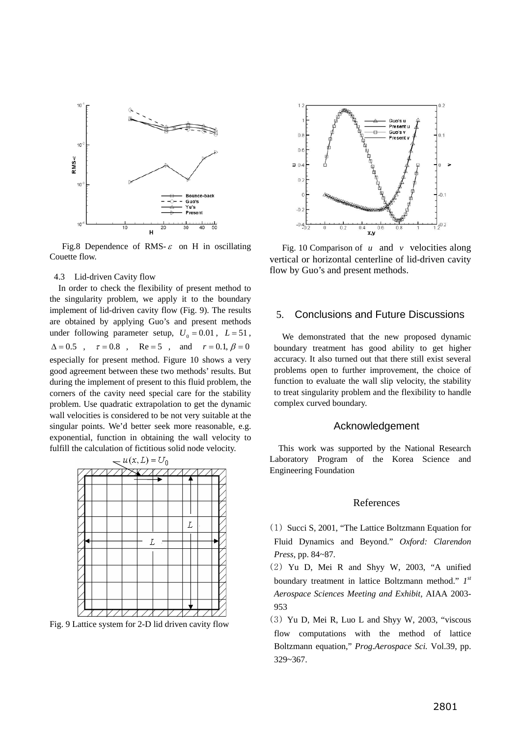Fig.8 Dependence of RMS-$\varepsilon$ on H in oscillating Couette flow.

### 4.3 Lid-driven Cavity flow

In order to check the flexibility of present method to the singularity problem, we apply it to the boundary implement of lid-driven cavity flow (Fig. 9). The results are obtained by applying Guo's and present methods under following parameter setup, $U_0 = 0.01$, $L = 51$, $\Delta = 0.5$, $\tau = 0.8$, $\text{Re} = 5$, and $r = 0.1, \beta = 0$ especially for present method. Figure 10 shows a very good agreement between these two methods' results. But during the implement of present to this fluid problem, the corners of the cavity need special care for the stability problem. Use quadratic extrapolation to get the dynamic wall velocities is considered to be not very suitable at the singular points. We'd better seek more reasonable, e.g. exponential, function in obtaining the wall velocity to fulfill the calculation of fictitious solid node velocity.

Fig. 9 Lattice system for 2-D lid driven cavity flow

Fig. 10 Comparison of $u$ and $v$ velocities along vertical or horizontal centerline of lid-driven cavity flow by Guo's and present methods.

## 5. Conclusions and Future Discussions

We demonstrated that the new proposed dynamic boundary treatment has good ability to get higher accuracy. It also turned out that there still exist several problems open to further improvement, the choice of function to evaluate the wall slip velocity, the stability to treat singularity problem and the flexibility to handle complex curved boundary.

## Acknowledgement

This work was supported by the National Research Laboratory Program of the Korea Science and Engineering Foundation

## References

(1) Succi S, 2001, "The Lattice Boltzmann Equation for Fluid Dynamics and Beyond." *Oxford: Clarendon Press*, pp. 84~87.

(2) Yu D, Mei R and Shyy W, 2003, "A unified boundary treatment in lattice Boltzmann method." *1st Aerospace Sciences Meeting and Exhibit*, AIAA 2003-953

(3) Yu D, Mei R, Luo L and Shyy W, 2003, "viscous flow computations with the method of lattice Boltzmann equation," *Prog.Aerospace Sci.* Vol.39, pp. 329~367.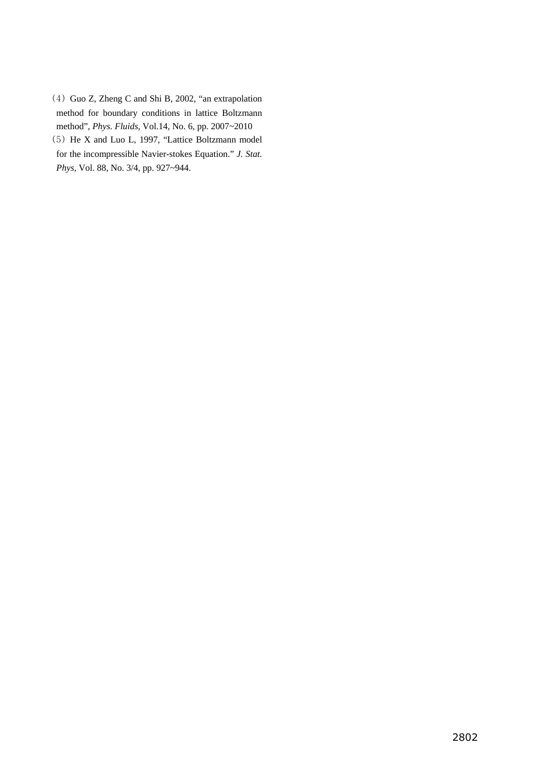(4) Guo Z, Zheng C and Shi B, 2002, “an extrapolation method for boundary conditions in lattice Boltzmann method”, *Phys. Fluids*, Vol.14, No. 6, pp. 2007~2010

(5) He X and Luo L, 1997, “Lattice Boltzmann model for the incompressible Navier-stokes Equation.” *J. Stat. Phys*, Vol. 88, No. 3/4, pp. 927~944.